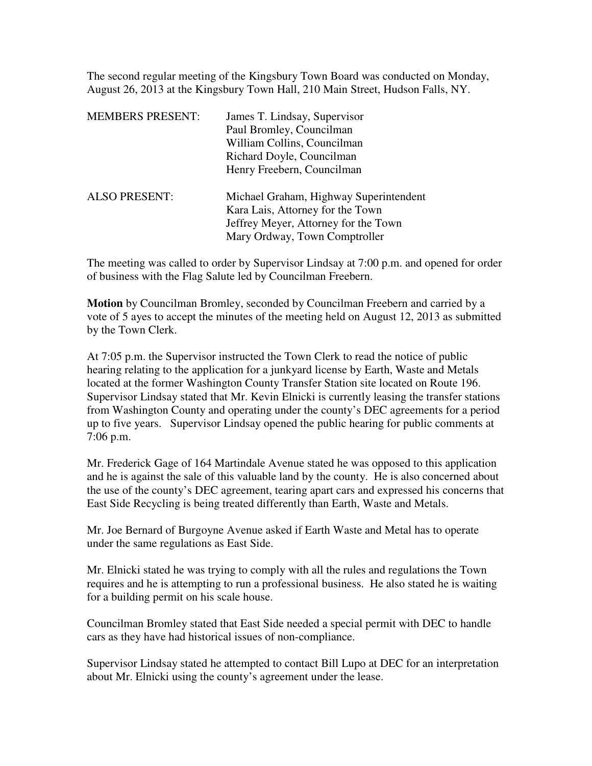The second regular meeting of the Kingsbury Town Board was conducted on Monday, August 26, 2013 at the Kingsbury Town Hall, 210 Main Street, Hudson Falls, NY.

| MEMBERS PRESENT: | James T. Lindsay, Supervisor |
|---|---|
| | Paul Bromley, Councilman |
| | William Collins, Councilman |
| | Richard Doyle, Councilman |
| | Henry Freebern, Councilman |
| ALSO PRESENT: | Michael Graham, Highway Superintendent |
| | Kara Lais, Attorney for the Town |
| | Jeffrey Meyer, Attorney for the Town |
| | Mary Ordway, Town Comptroller |

The meeting was called to order by Supervisor Lindsay at 7:00 p.m. and opened for order of business with the Flag Salute led by Councilman Freebern.

**Motion** by Councilman Bromley, seconded by Councilman Freebern and carried by a vote of 5 ayes to accept the minutes of the meeting held on August 12, 2013 as submitted by the Town Clerk.

At 7:05 p.m. the Supervisor instructed the Town Clerk to read the notice of public hearing relating to the application for a junkyard license by Earth, Waste and Metals located at the former Washington County Transfer Station site located on Route 196. Supervisor Lindsay stated that Mr. Kevin Elnicki is currently leasing the transfer stations from Washington County and operating under the county's DEC agreements for a period up to five years. Supervisor Lindsay opened the public hearing for public comments at 7:06 p.m.

Mr. Frederick Gage of 164 Martindale Avenue stated he was opposed to this application and he is against the sale of this valuable land by the county. He is also concerned about the use of the county's DEC agreement, tearing apart cars and expressed his concerns that East Side Recycling is being treated differently than Earth, Waste and Metals.

Mr. Joe Bernard of Burgoyne Avenue asked if Earth Waste and Metal has to operate under the same regulations as East Side.

Mr. Elnicki stated he was trying to comply with all the rules and regulations the Town requires and he is attempting to run a professional business. He also stated he is waiting for a building permit on his scale house.

Councilman Bromley stated that East Side needed a special permit with DEC to handle cars as they have had historical issues of non-compliance.

Supervisor Lindsay stated he attempted to contact Bill Lupo at DEC for an interpretation about Mr. Elnicki using the county's agreement under the lease.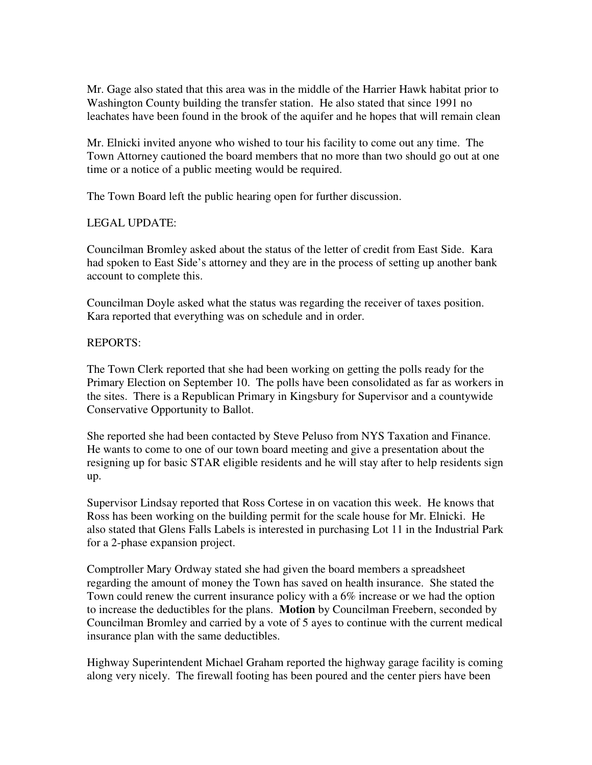Mr. Gage also stated that this area was in the middle of the Harrier Hawk habitat prior to Washington County building the transfer station. He also stated that since 1991 no leachates have been found in the brook of the aquifer and he hopes that will remain clean

Mr. Elnicki invited anyone who wished to tour his facility to come out any time. The Town Attorney cautioned the board members that no more than two should go out at one time or a notice of a public meeting would be required.

The Town Board left the public hearing open for further discussion.

LEGAL UPDATE:

Councilman Bromley asked about the status of the letter of credit from East Side. Kara had spoken to East Side's attorney and they are in the process of setting up another bank account to complete this.

Councilman Doyle asked what the status was regarding the receiver of taxes position. Kara reported that everything was on schedule and in order.

REPORTS:

The Town Clerk reported that she had been working on getting the polls ready for the Primary Election on September 10. The polls have been consolidated as far as workers in the sites. There is a Republican Primary in Kingsbury for Supervisor and a countywide Conservative Opportunity to Ballot.

She reported she had been contacted by Steve Peluso from NYS Taxation and Finance. He wants to come to one of our town board meeting and give a presentation about the resigning up for basic STAR eligible residents and he will stay after to help residents sign up.

Supervisor Lindsay reported that Ross Cortese in on vacation this week. He knows that Ross has been working on the building permit for the scale house for Mr. Elnicki. He also stated that Glens Falls Labels is interested in purchasing Lot 11 in the Industrial Park for a 2-phase expansion project.

Comptroller Mary Ordway stated she had given the board members a spreadsheet regarding the amount of money the Town has saved on health insurance. She stated the Town could renew the current insurance policy with a 6% increase or we had the option to increase the deductibles for the plans. **Motion** by Councilman Freebern, seconded by Councilman Bromley and carried by a vote of 5 ayes to continue with the current medical insurance plan with the same deductibles.

Highway Superintendent Michael Graham reported the highway garage facility is coming along very nicely. The firewall footing has been poured and the center piers have been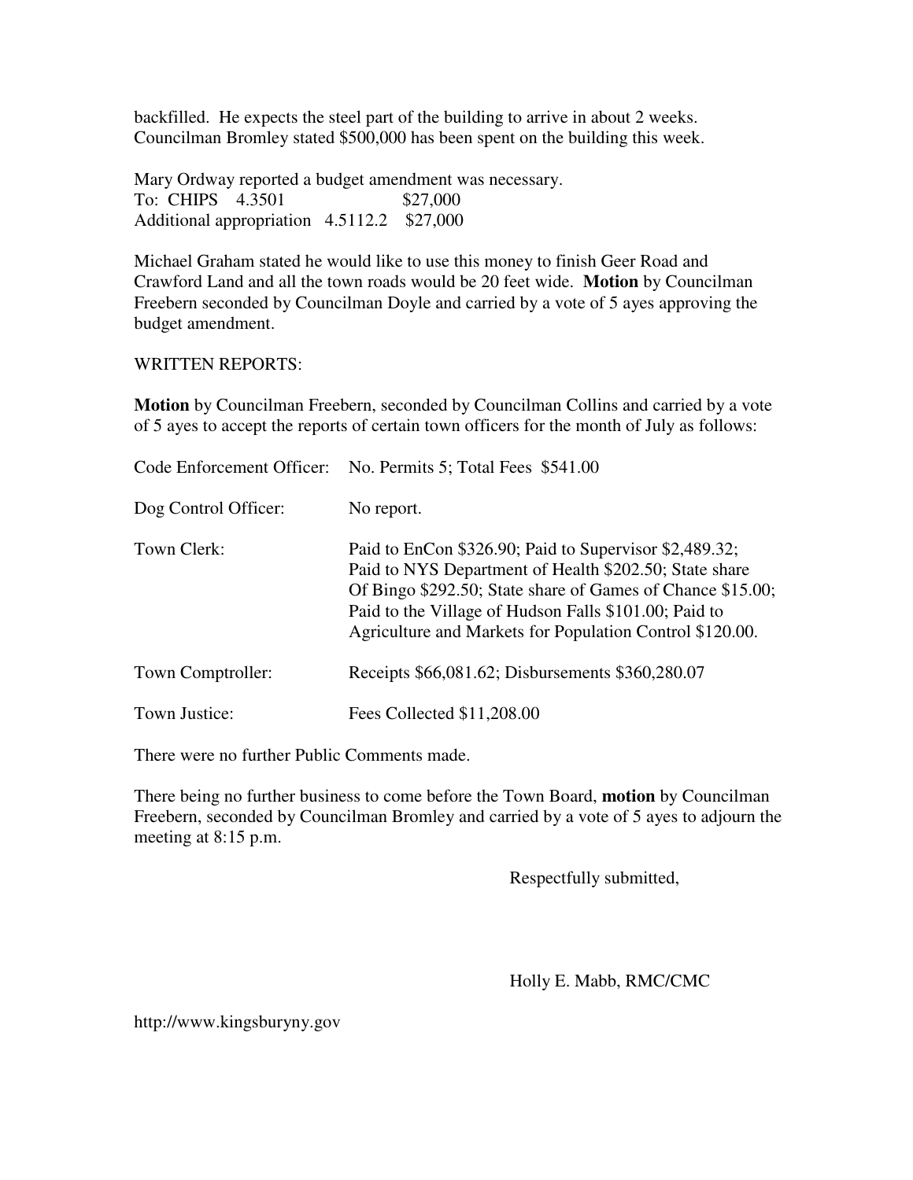backfilled. He expects the steel part of the building to arrive in about 2 weeks. Councilman Bromley stated $500,000 has been spent on the building this week.

Mary Ordway reported a budget amendment was necessary.
To: CHIPS 4.3501 $27,000
Additional appropriation 4.5112.2 $27,000

Michael Graham stated he would like to use this money to finish Geer Road and Crawford Land and all the town roads would be 20 feet wide. **Motion** by Councilman Freebern seconded by Councilman Doyle and carried by a vote of 5 ayes approving the budget amendment.

WRITTEN REPORTS:

**Motion** by Councilman Freebern, seconded by Councilman Collins and carried by a vote of 5 ayes to accept the reports of certain town officers for the month of July as follows:

| | |
|---|---|
| Code Enforcement Officer: | No. Permits 5; Total Fees $541.00 |
| Dog Control Officer: | No report. |
| Town Clerk: | Paid to EnCon $326.90; Paid to Supervisor $2,489.32; Paid to NYS Department of Health $202.50; State share Of Bingo $292.50; State share of Games of Chance $15.00; Paid to the Village of Hudson Falls $101.00; Paid to Agriculture and Markets for Population Control $120.00. |
| Town Comptroller: | Receipts $66,081.62; Disbursements $360,280.07 |
| Town Justice: | Fees Collected $11,208.00 |

There were no further Public Comments made.

There being no further business to come before the Town Board, **motion** by Councilman Freebern, seconded by Councilman Bromley and carried by a vote of 5 ayes to adjourn the meeting at 8:15 p.m.

Respectfully submitted,

Holly E. Mabb, RMC/CMC

http://www.kingsburyny.gov